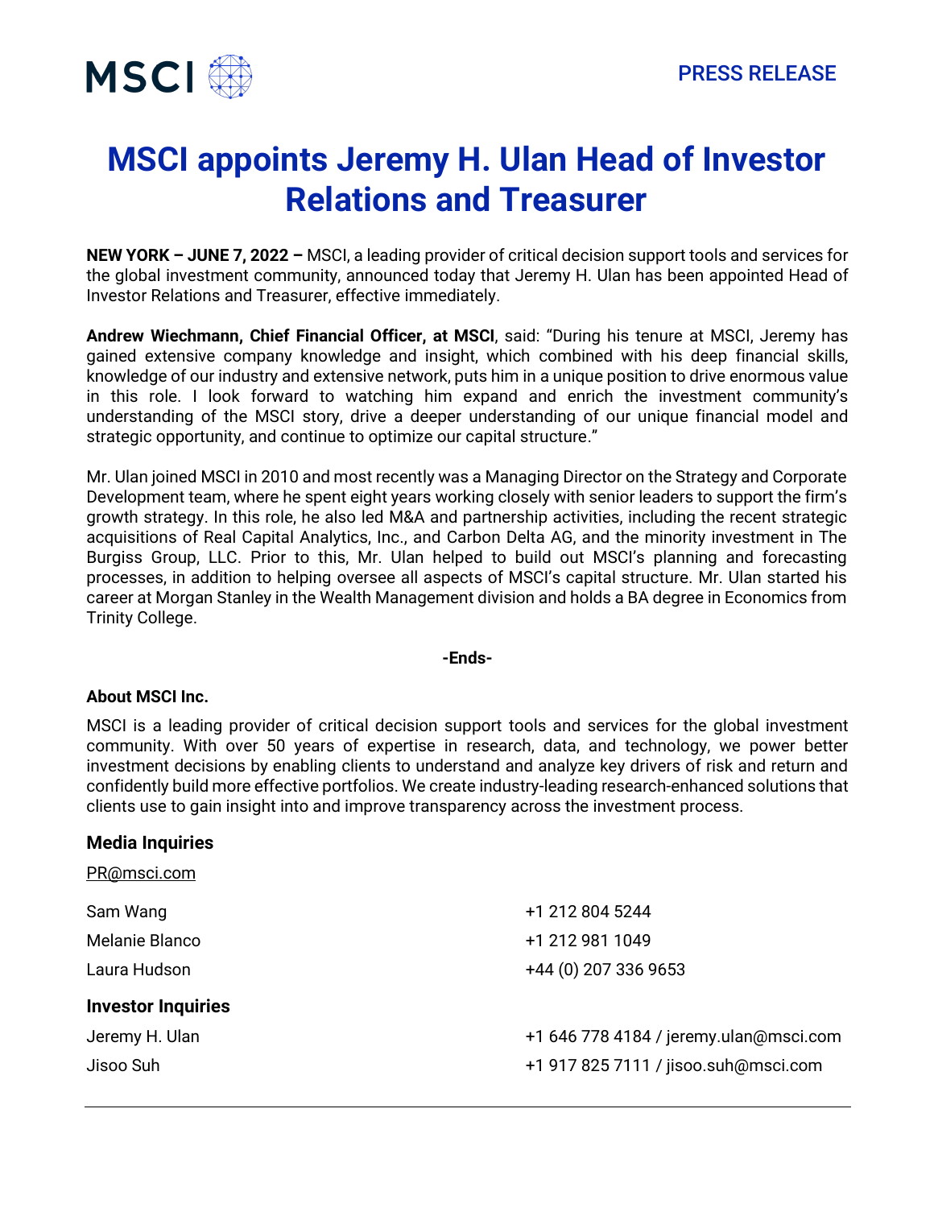MSCI

PRESS RELEASE

# MSCI appoints Jeremy H. Ulan Head of Investor Relations and Treasurer

**NEW YORK – JUNE 7, 2022 –** MSCI, a leading provider of critical decision support tools and services for the global investment community, announced today that Jeremy H. Ulan has been appointed Head of Investor Relations and Treasurer, effective immediately.

**Andrew Wiechmann, Chief Financial Officer, at MSCI**, said: "During his tenure at MSCI, Jeremy has gained extensive company knowledge and insight, which combined with his deep financial skills, knowledge of our industry and extensive network, puts him in a unique position to drive enormous value in this role. I look forward to watching him expand and enrich the investment community's understanding of the MSCI story, drive a deeper understanding of our unique financial model and strategic opportunity, and continue to optimize our capital structure."

Mr. Ulan joined MSCI in 2010 and most recently was a Managing Director on the Strategy and Corporate Development team, where he spent eight years working closely with senior leaders to support the firm's growth strategy. In this role, he also led M&A and partnership activities, including the recent strategic acquisitions of Real Capital Analytics, Inc., and Carbon Delta AG, and the minority investment in The Burgiss Group, LLC. Prior to this, Mr. Ulan helped to build out MSCI's planning and forecasting processes, in addition to helping oversee all aspects of MSCI's capital structure. Mr. Ulan started his career at Morgan Stanley in the Wealth Management division and holds a BA degree in Economics from Trinity College.

**-Ends-**

**About MSCI Inc.**

MSCI is a leading provider of critical decision support tools and services for the global investment community. With over 50 years of expertise in research, data, and technology, we power better investment decisions by enabling clients to understand and analyze key drivers of risk and return and confidently build more effective portfolios. We create industry-leading research-enhanced solutions that clients use to gain insight into and improve transparency across the investment process.

### Media Inquiries

PR@msci.com

| | |
|---|---|
| Sam Wang | +1 212 804 5244 |
| Melanie Blanco | +1 212 981 1049 |
| Laura Hudson | +44 (0) 207 336 9653 |

### Investor Inquiries

| | |
|---|---|
| Jeremy H. Ulan | +1 646 778 4184 / jeremy.ulan@msci.com |
| Jisoo Suh | +1 917 825 7111 / jisoo.suh@msci.com |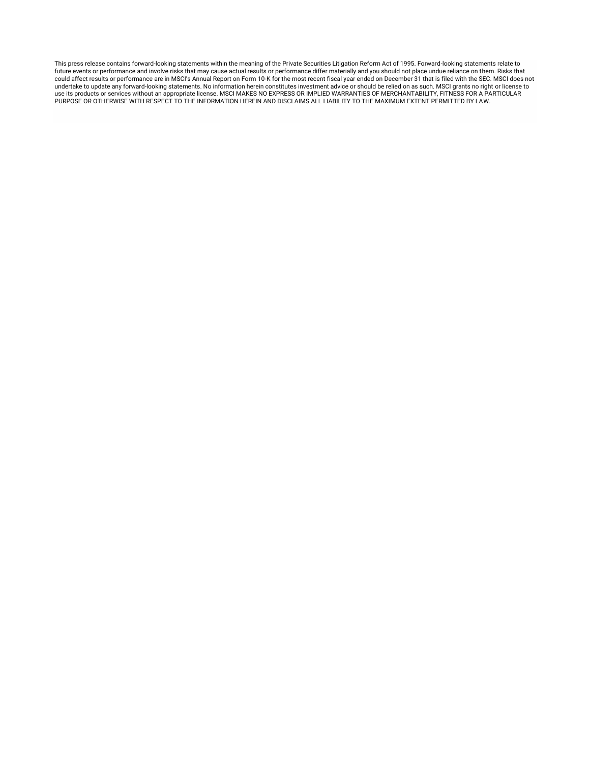This press release contains forward-looking statements within the meaning of the Private Securities Litigation Reform Act of 1995. Forward-looking statements relate to future events or performance and involve risks that may cause actual results or performance differ materially and you should not place undue reliance on them. Risks that could affect results or performance are in MSCI's Annual Report on Form 10-K for the most recent fiscal year ended on December 31 that is filed with the SEC. MSCI does not undertake to update any forward-looking statements. No information herein constitutes investment advice or should be relied on as such. MSCI grants no right or license to use its products or services without an appropriate license. MSCI MAKES NO EXPRESS OR IMPLIED WARRANTIES OF MERCHANTABILITY, FITNESS FOR A PARTICULAR PURPOSE OR OTHERWISE WITH RESPECT TO THE INFORMATION HEREIN AND DISCLAIMS ALL LIABILITY TO THE MAXIMUM EXTENT PERMITTED BY LAW.